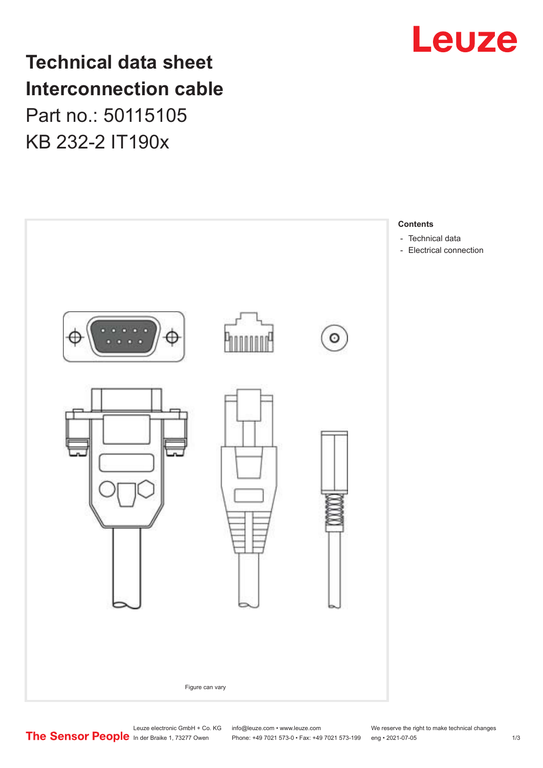# Technical data sheet
# Interconnection cable

Part no.: 50115105

KB 232-2 IT190x

Figure can vary

**Contents**

- Technical data
- Electrical connection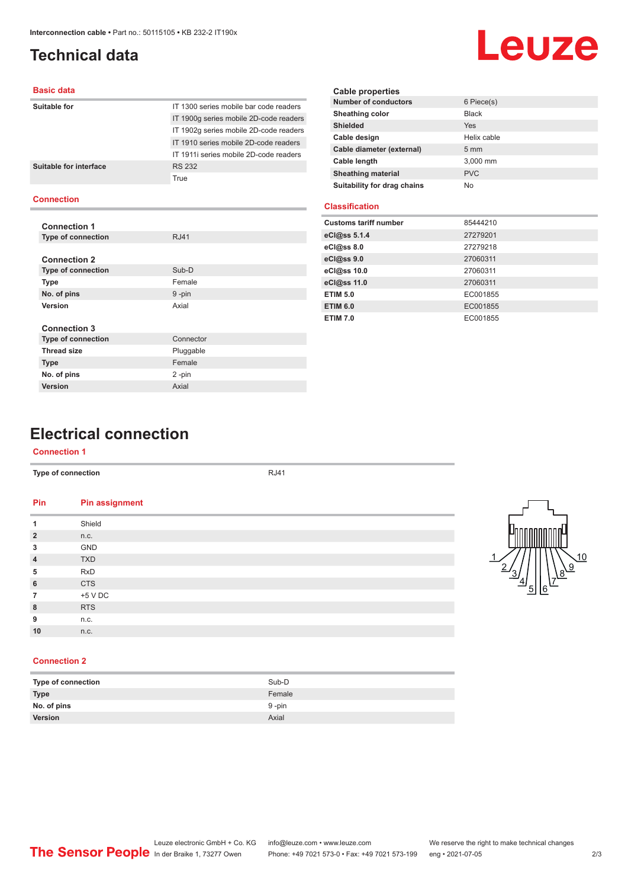# Technical data

## Basic data

| | |
|---|---|
| Suitable for | IT 1300 series mobile bar code readers |
| | IT 1900g series mobile 2D-code readers |
| | IT 1902g series mobile 2D-code readers |
| | IT 1910 series mobile 2D-code readers |
| | IT 1911i series mobile 2D-code readers |
| Suitable for interface | RS 232 |
| | True |

## Connection

### Connection 1

| | |
|---|---|
| Type of connection | RJ41 |

### Connection 2

| | |
|---|---|
| Type of connection | Sub-D |
| Type | Female |
| No. of pins | 9 -pin |
| Version | Axial |

### Connection 3

| | |
|---|---|
| Type of connection | Connector |
| Thread size | Pluggable |
| Type | Female |
| No. of pins | 2 -pin |
| Version | Axial |

## Cable properties

| | |
|---|---|
| Number of conductors | 6 Piece(s) |
| Sheathing color | Black |
| Shielded | Yes |
| Cable design | Helix cable |
| Cable diameter (external) | 5 mm |
| Cable length | 3,000 mm |
| Sheathing material | PVC |
| Suitability for drag chains | No |

## Classification

| | |
|---|---|
| Customs tariff number | 85444210 |
| eCl@ss 5.1.4 | 27279201 |
| eCl@ss 8.0 | 27279218 |
| eCl@ss 9.0 | 27060311 |
| eCl@ss 10.0 | 27060311 |
| eCl@ss 11.0 | 27060311 |
| ETIM 5.0 | EC001855 |
| ETIM 6.0 | EC001855 |
| ETIM 7.0 | EC001855 |

# Electrical connection

## Connection 1

| | |
|---|---|
| Type of connection | RJ41 |

| Pin | Pin assignment |
|---|---|
| 1 | Shield |
| 2 | n.c. |
| 3 | GND |
| 4 | TXD |
| 5 | RxD |
| 6 | CTS |
| 7 | +5 V DC |
| 8 | RTS |
| 9 | n.c. |
| 10 | n.c. |

## Connection 2

| | |
|---|---|
| Type of connection | Sub-D |
| Type | Female |
| No. of pins | 9 -pin |
| Version | Axial |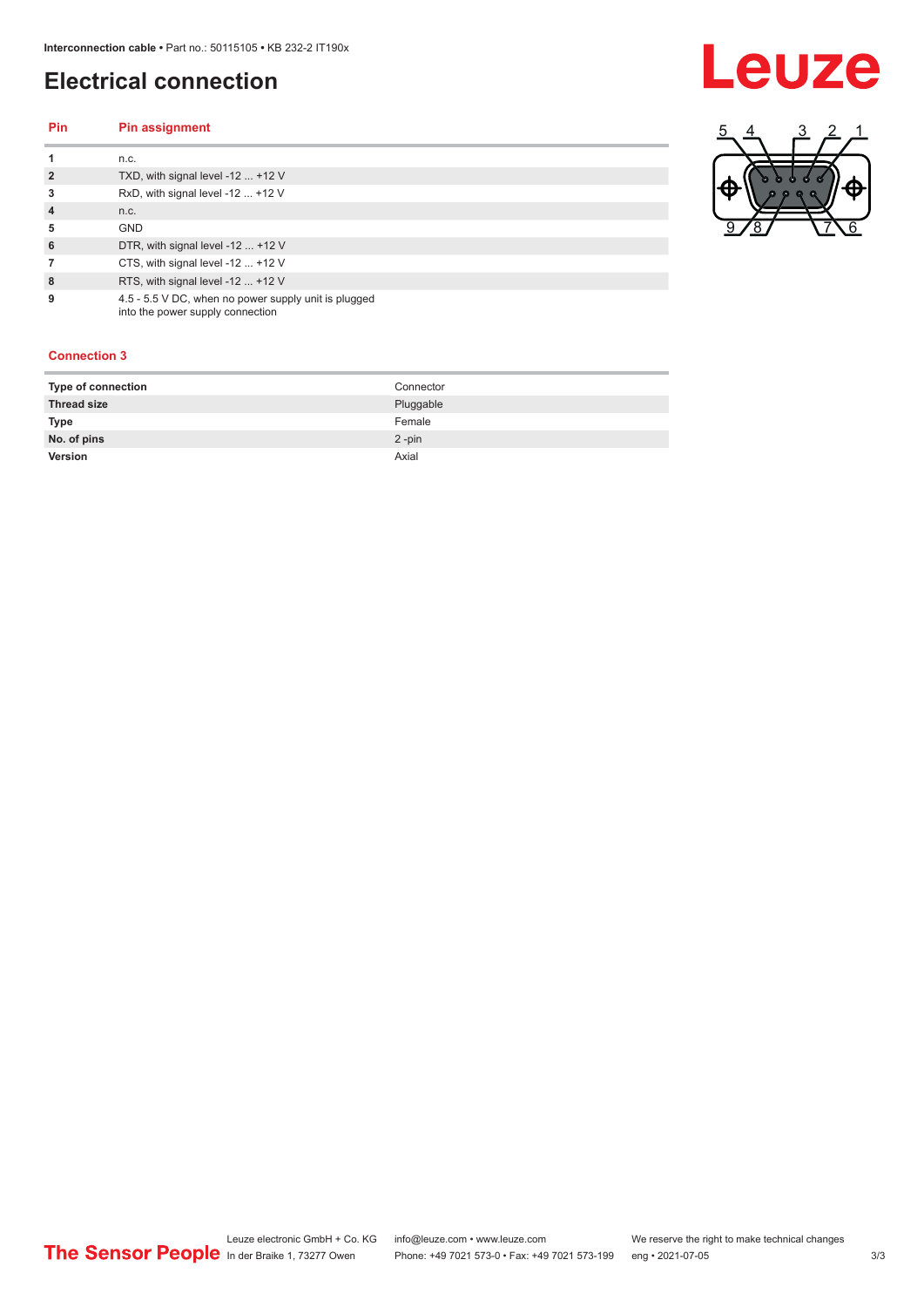# Electrical connection

| Pin | Pin assignment |
|---|---|
| 1 | n.c. |
| 2 | TXD, with signal level -12 ... +12 V |
| 3 | RxD, with signal level -12 ... +12 V |
| 4 | n.c. |
| 5 | GND |
| 6 | DTR, with signal level -12 ... +12 V |
| 7 | CTS, with signal level -12 ... +12 V |
| 8 | RTS, with signal level -12 ... +12 V |
| 9 | 4.5 - 5.5 V DC, when no power supply unit is plugged into the power supply connection |

5 4 3 2 1

9 8 7 6

## Connection 3

| | |
|---|---|
| **Type of connection** | Connector |
| **Thread size** | Pluggable |
| **Type** | Female |
| **No. of pins** | 2 -pin |
| **Version** | Axial |